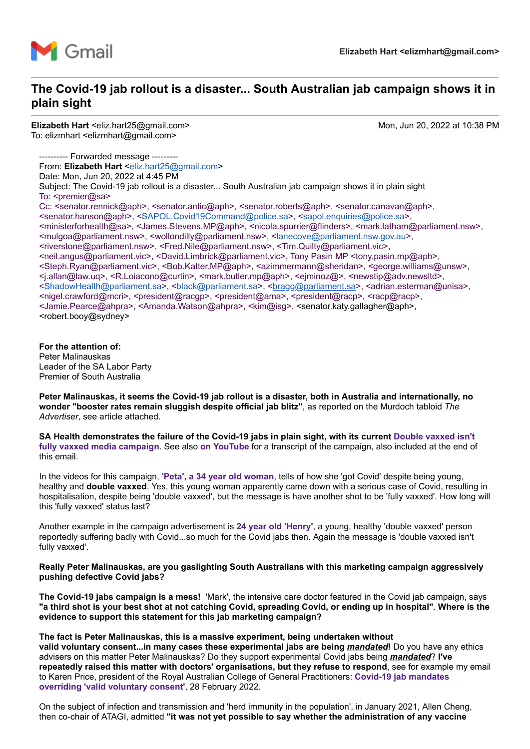Gmail

Elizabeth Hart <elizmhart@gmail.com>

# The Covid-19 jab rollout is a disaster... South Australian jab campaign shows it in plain sight

**Elizabeth Hart** <eliz.hart25@gmail.com>  
To: elizmhart <elizmhart@gmail.com>

Mon, Jun 20, 2022 at 10:38 PM

---------- Forwarded message ---------  
From: **Elizabeth Hart** <eliz.hart25@gmail.com>  
Date: Mon, Jun 20, 2022 at 4:45 PM  
Subject: The Covid-19 jab rollout is a disaster... South Australian jab campaign shows it in plain sight  
To: <premier@sa>  
Cc: <senator.rennick@aph>, <senator.antic@aph>, <senator.roberts@aph>, <senator.canavan@aph>, <senator.hanson@aph>, <SAPOL.Covid19Command@police.sa>, <sapol.enquiries@police.sa>, <ministerforhealth@sa>, <James.Stevens.MP@aph>, <nicola.spurrier@flinders>, <mark.latham@parliament.nsw>, <mulgoa@parliament.nsw>, <wollondilly@parliament.nsw>, <lanecove@parliament.nsw.gov.au>, <riverstone@parliament.nsw>, <Fred.Nile@parliament.nsw>, <Tim.Quilty@parliament.vic>, <neil.angus@parliament.vic>, <David.Limbrick@parliament.vic>, Tony Pasin MP <tony.pasin.mp@aph>, <Steph.Ryan@parliament.vic>, <Bob.Katter.MP@aph>, <azimmermann@sheridan>, <george.williams@unsw>, <j.allan@law.uq>, <R.Loiacono@curtin>, <mark.butler.mp@aph>, <ejminoz@>, <newstip@adv.newsltd>, <ShadowHealth@parliament.sa>, <black@parliament.sa>, <bragg@parliament.sa>, <adrian.esterman@unisa>, <nigel.crawford@mcri>, <president@racgp>, <president@ama>, <president@racp>, <racp@racp>, <Jamie.Pearce@ahpra>, <Amanda.Watson@ahpra>, <kim@isg>, <senator.katy.gallagher@aph>, <robert.booy@sydney>

**For the attention of:**  
Peter Malinauskas  
Leader of the SA Labor Party  
Premier of South Australia

**Peter Malinauskas, it seems the Covid-19 jab rollout is a disaster, both in Australia and internationally, no wonder "booster rates remain sluggish despite official jab blitz"**, as reported on the Murdoch tabloid *The Advertiser*, see article attached.

**SA Health demonstrates the failure of the Covid-19 jabs in plain sight, with its current Double vaxxed isn't fully vaxxed media campaign**. See also **on YouTube** for a transcript of the campaign, also included at the end of this email.

In the videos for this campaign, **'Peta', a 34 year old woman**, tells of how she 'got Covid' despite being young, healthy and **double vaxxed**. Yes, this young woman apparently came down with a serious case of Covid, resulting in hospitalisation, despite being 'double vaxxed', but the message is have another shot to be 'fully vaxxed'. How long will this 'fully vaxxed' status last?

Another example in the campaign advertisement is **24 year old 'Henry'**, a young, healthy 'double vaxxed' person reportedly suffering badly with Covid...so much for the Covid jabs then. Again the message is 'double vaxxed isn't fully vaxxed'.

**Really Peter Malinauskas, are you gaslighting South Australians with this marketing campaign aggressively pushing defective Covid jabs?**

**The Covid-19 jabs campaign is a mess!** 'Mark', the intensive care doctor featured in the Covid jab campaign, says **"a third shot is your best shot at not catching Covid, spreading Covid, or ending up in hospital"**. **Where is the evidence to support this statement for this jab marketing campaign?**

**The fact is Peter Malinauskas, this is a massive experiment, being undertaken without valid voluntary consent...in many cases these experimental jabs are being *mandated*!** Do you have any ethics advisers on this matter Peter Malinauskas? Do they support experimental Covid jabs being ***mandated***? **I've repeatedly raised this matter with doctors' organisations, but they refuse to respond**, see for example my email to Karen Price, president of the Royal Australian College of General Practitioners: **Covid-19 jab mandates overriding 'valid voluntary consent'**, 28 February 2022.

On the subject of infection and transmission and 'herd immunity in the population', in January 2021, Allen Cheng, then co-chair of ATAGI, admitted **"it was not yet possible to say whether the administration of any vaccine**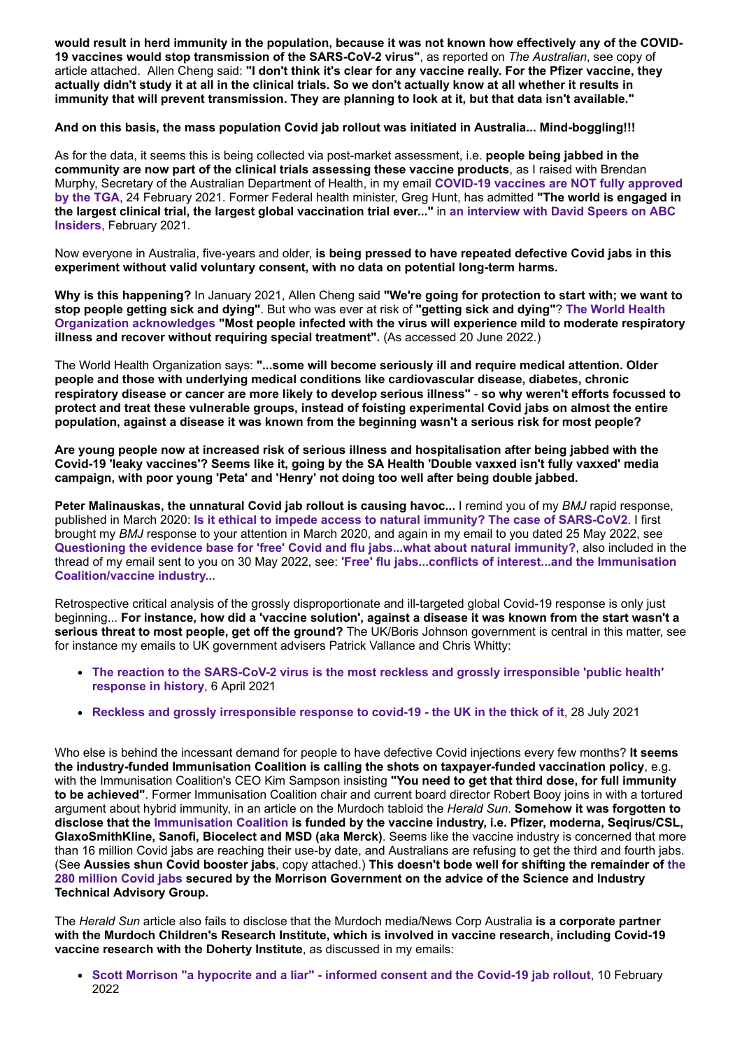**would result in herd immunity in the population, because it was not known how effectively any of the COVID-19 vaccines would stop transmission of the SARS-CoV-2 virus"**, as reported on *The Australian*, see copy of article attached. Allen Cheng said: **"I don't think it's clear for any vaccine really. For the Pfizer vaccine, they actually didn't study it at all in the clinical trials. So we don't actually know at all whether it results in immunity that will prevent transmission. They are planning to look at it, but that data isn't available."**

**And on this basis, the mass population Covid jab rollout was initiated in Australia... Mind-boggling!!!**

As for the data, it seems this is being collected via post-market assessment, i.e. **people being jabbed in the community are now part of the clinical trials assessing these vaccine products**, as I raised with Brendan Murphy, Secretary of the Australian Department of Health, in my email **COVID-19 vaccines are NOT fully approved by the TGA**, 24 February 2021. Former Federal health minister, Greg Hunt, has admitted **"The world is engaged in the largest clinical trial, the largest global vaccination trial ever..."** in **an interview with David Speers on ABC Insiders**, February 2021.

Now everyone in Australia, five-years and older, **is being pressed to have repeated defective Covid jabs in this experiment without valid voluntary consent, with no data on potential long-term harms.**

**Why is this happening?** In January 2021, Allen Cheng said **"We're going for protection to start with; we want to stop people getting sick and dying"**. But who was ever at risk of **"getting sick and dying"**? **The World Health Organization acknowledges "Most people infected with the virus will experience mild to moderate respiratory illness and recover without requiring special treatment".** (As accessed 20 June 2022.)

The World Health Organization says: **"...some will become seriously ill and require medical attention. Older people and those with underlying medical conditions like cardiovascular disease, diabetes, chronic respiratory disease or cancer are more likely to develop serious illness"** - **so why weren't efforts focussed to protect and treat these vulnerable groups, instead of foisting experimental Covid jabs on almost the entire population, against a disease it was known from the beginning wasn't a serious risk for most people?**

**Are young people now at increased risk of serious illness and hospitalisation after being jabbed with the Covid-19 'leaky vaccines'? Seems like it, going by the SA Health 'Double vaxxed isn't fully vaxxed' media campaign, with poor young 'Peta' and 'Henry' not doing too well after being double jabbed.**

**Peter Malinauskas, the unnatural Covid jab rollout is causing havoc...** I remind you of my *BMJ* rapid response, published in March 2020: **Is it ethical to impede access to natural immunity? The case of SARS-CoV2**. I first brought my *BMJ* response to your attention in March 2020, and again in my email to you dated 25 May 2022, see **Questioning the evidence base for 'free' Covid and flu jabs...what about natural immunity?**, also included in the thread of my email sent to you on 30 May 2022, see: **'Free' flu jabs...conflicts of interest...and the Immunisation Coalition/vaccine industry...**

Retrospective critical analysis of the grossly disproportionate and ill-targeted global Covid-19 response is only just beginning... **For instance, how did a 'vaccine solution', against a disease it was known from the start wasn't a serious threat to most people, get off the ground?** The UK/Boris Johnson government is central in this matter, see for instance my emails to UK government advisers Patrick Vallance and Chris Whitty:

- **The reaction to the SARS-CoV-2 virus is the most reckless and grossly irresponsible 'public health' response in history**, 6 April 2021
- **Reckless and grossly irresponsible response to covid-19 - the UK in the thick of it**, 28 July 2021

Who else is behind the incessant demand for people to have defective Covid injections every few months? **It seems the industry-funded Immunisation Coalition is calling the shots on taxpayer-funded vaccination policy**, e.g. with the Immunisation Coalition's CEO Kim Sampson insisting **"You need to get that third dose, for full immunity to be achieved"**. Former Immunisation Coalition chair and current board director Robert Booy joins in with a tortured argument about hybrid immunity, in an article on the Murdoch tabloid the *Herald Sun*. **Somehow it was forgotten to disclose that the Immunisation Coalition is funded by the vaccine industry, i.e. Pfizer, moderna, Seqirus/CSL, GlaxoSmithKline, Sanofi, Biocelect and MSD (aka Merck)**. Seems like the vaccine industry is concerned that more than 16 million Covid jabs are reaching their use-by date, and Australians are refusing to get the third and fourth jabs. (See **Aussies shun Covid booster jabs**, copy attached.) **This doesn't bode well for shifting the remainder of the 280 million Covid jabs secured by the Morrison Government on the advice of the Science and Industry Technical Advisory Group.**

The *Herald Sun* article also fails to disclose that the Murdoch media/News Corp Australia **is a corporate partner with the Murdoch Children's Research Institute, which is involved in vaccine research, including Covid-19 vaccine research with the Doherty Institute**, as discussed in my emails:

- **Scott Morrison "a hypocrite and a liar" - informed consent and the Covid-19 jab rollout**, 10 February 2022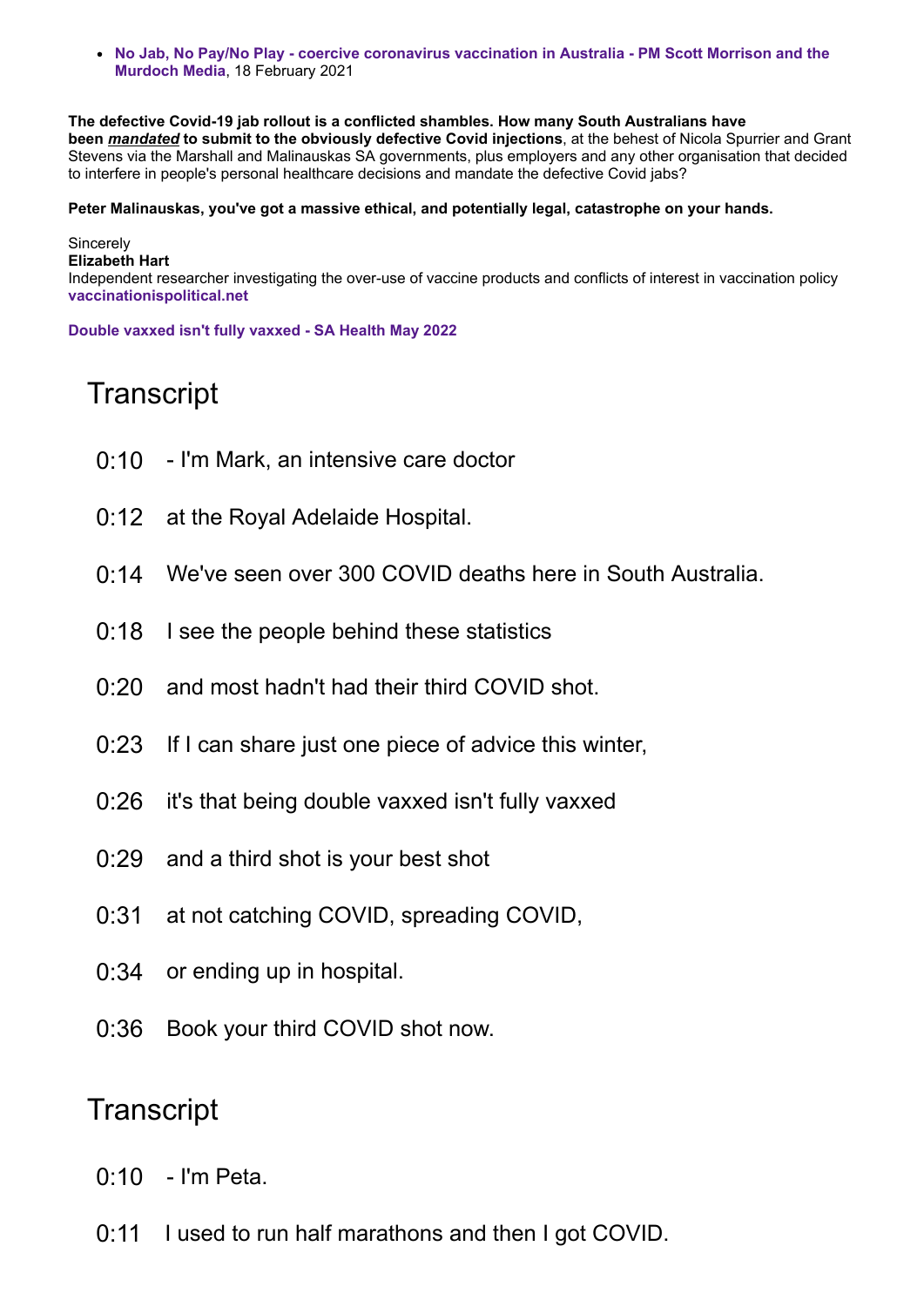- **No Jab, No Pay/No Play - coercive coronavirus vaccination in Australia - PM Scott Morrison and the Murdoch Media**, 18 February 2021

**The defective Covid-19 jab rollout is a conflicted shambles. How many South Australians have been *mandated* to submit to the obviously defective Covid injections**, at the behest of Nicola Spurrier and Grant Stevens via the Marshall and Malinauskas SA governments, plus employers and any other organisation that decided to interfere in people's personal healthcare decisions and mandate the defective Covid jabs?

**Peter Malinauskas, you've got a massive ethical, and potentially legal, catastrophe on your hands.**

Sincerely
**Elizabeth Hart**
Independent researcher investigating the over-use of vaccine products and conflicts of interest in vaccination policy
**vaccinationispolitical.net**

**Double vaxxed isn't fully vaxxed - SA Health May 2022**

## Transcript

0:10 - I'm Mark, an intensive care doctor

0:12 at the Royal Adelaide Hospital.

0:14 We've seen over 300 COVID deaths here in South Australia.

0:18 I see the people behind these statistics

0:20 and most hadn't had their third COVID shot.

0:23 If I can share just one piece of advice this winter,

0:26 it's that being double vaxxed isn't fully vaxxed

0:29 and a third shot is your best shot

0:31 at not catching COVID, spreading COVID,

0:34 or ending up in hospital.

0:36 Book your third COVID shot now.

## Transcript

0:10 - I'm Peta.

0:11 I used to run half marathons and then I got COVID.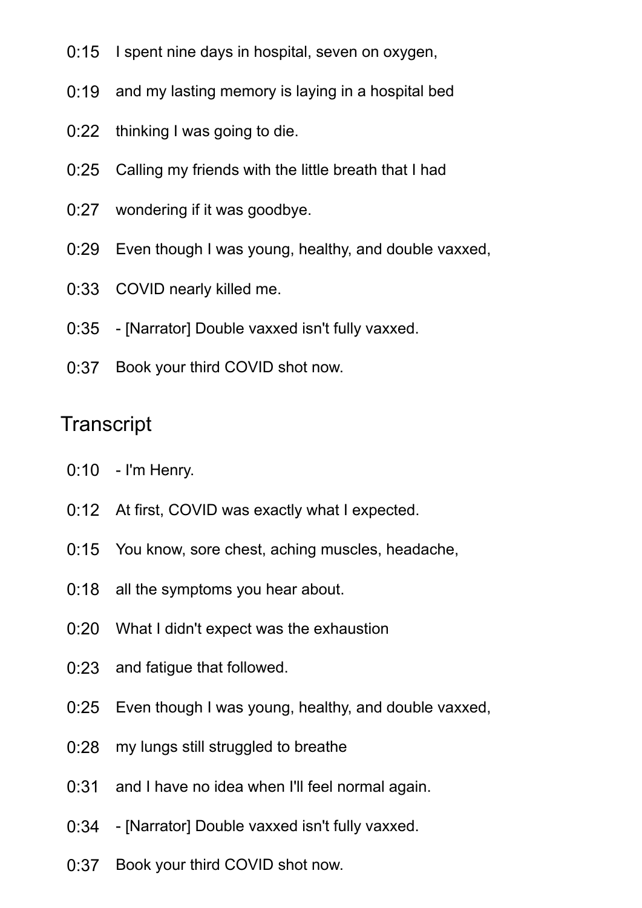0:15 I spent nine days in hospital, seven on oxygen,

0:19 and my lasting memory is laying in a hospital bed

0:22 thinking I was going to die.

0:25 Calling my friends with the little breath that I had

0:27 wondering if it was goodbye.

0:29 Even though I was young, healthy, and double vaxxed,

0:33 COVID nearly killed me.

0:35 - [Narrator] Double vaxxed isn't fully vaxxed.

0:37 Book your third COVID shot now.

## Transcript

0:10 - I'm Henry.

0:12 At first, COVID was exactly what I expected.

0:15 You know, sore chest, aching muscles, headache,

0:18 all the symptoms you hear about.

0:20 What I didn't expect was the exhaustion

0:23 and fatigue that followed.

0:25 Even though I was young, healthy, and double vaxxed,

0:28 my lungs still struggled to breathe

0:31 and I have no idea when I'll feel normal again.

0:34 - [Narrator] Double vaxxed isn't fully vaxxed.

0:37 Book your third COVID shot now.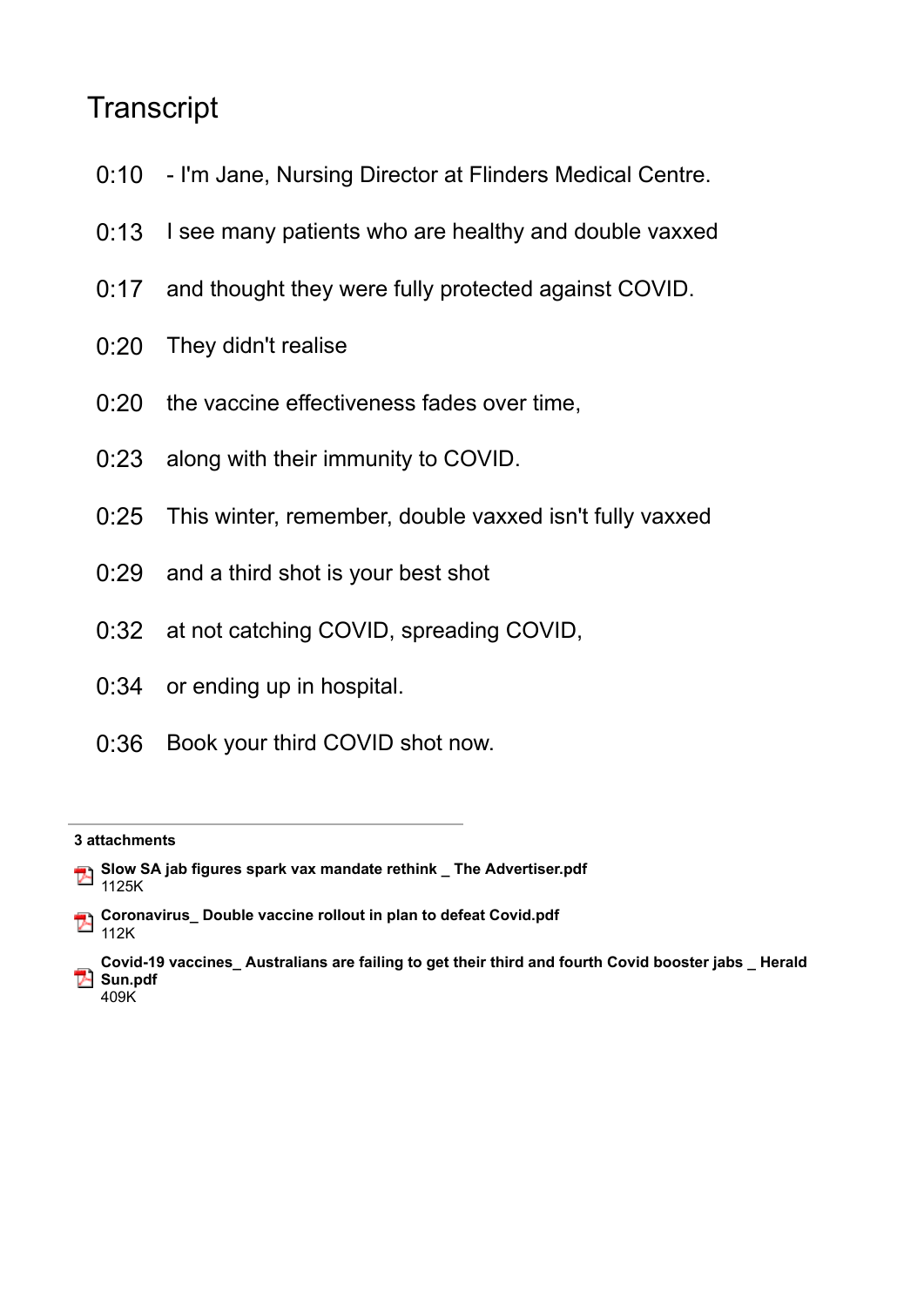# Transcript

0:10 - I'm Jane, Nursing Director at Flinders Medical Centre.

0:13 I see many patients who are healthy and double vaxxed

0:17 and thought they were fully protected against COVID.

0:20 They didn't realise

0:20 the vaccine effectiveness fades over time,

0:23 along with their immunity to COVID.

0:25 This winter, remember, double vaxxed isn't fully vaxxed

0:29 and a third shot is your best shot

0:32 at not catching COVID, spreading COVID,

0:34 or ending up in hospital.

0:36 Book your third COVID shot now.

---

**3 attachments**

**Slow SA jab figures spark vax mandate rethink _ The Advertiser.pdf**
1125K

**Coronavirus_ Double vaccine rollout in plan to defeat Covid.pdf**
112K

**Covid-19 vaccines_ Australians are failing to get their third and fourth Covid booster jabs _ Herald Sun.pdf**
409K